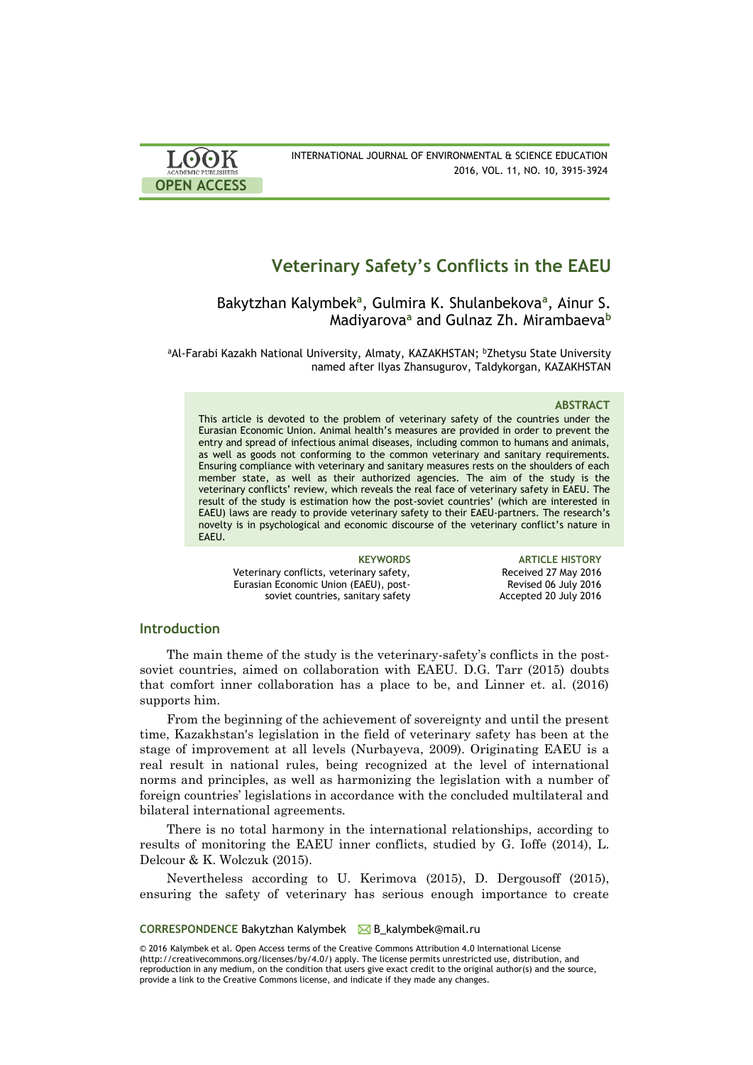# Veterinary Safety's Conflicts in the EAEU

Bakytzhan Kalymbek[a], Gulmira K. Shulanbekova[a], Ainur S. Madiyarova[a] and Gulnaz Zh. Mirambaeva[b]

[a]Al-Farabi Kazakh National University, Almaty, KAZAKHSTAN; [b]Zhetysu State University named after Ilyas Zhansugurov, Taldykorgan, KAZAKHSTAN

### ABSTRACT

This article is devoted to the problem of veterinary safety of the countries under the Eurasian Economic Union. Animal health's measures are provided in order to prevent the entry and spread of infectious animal diseases, including common to humans and animals, as well as goods not conforming to the common veterinary and sanitary requirements. Ensuring compliance with veterinary and sanitary measures rests on the shoulders of each member state, as well as their authorized agencies. The aim of the study is the veterinary conflicts' review, which reveals the real face of veterinary safety in EAEU. The result of the study is estimation how the post-soviet countries' (which are interested in EAEU) laws are ready to provide veterinary safety to their EAEU-partners. The research's novelty is in psychological and economic discourse of the veterinary conflict's nature in EAEU.

**KEYWORDS**
Veterinary conflicts, veterinary safety, Eurasian Economic Union (EAEU), post-soviet countries, sanitary safety

**ARTICLE HISTORY**
Received 27 May 2016
Revised 06 July 2016
Accepted 20 July 2016

## Introduction

The main theme of the study is the veterinary-safety's conflicts in the post-soviet countries, aimed on collaboration with EAEU. D.G. Tarr (2015) doubts that comfort inner collaboration has a place to be, and Linner et. al. (2016) supports him.

From the beginning of the achievement of sovereignty and until the present time, Kazakhstan's legislation in the field of veterinary safety has been at the stage of improvement at all levels (Nurbayeva, 2009). Originating EAEU is a real result in national rules, being recognized at the level of international norms and principles, as well as harmonizing the legislation with a number of foreign countries' legislations in accordance with the concluded multilateral and bilateral international agreements.

There is no total harmony in the international relationships, according to results of monitoring the EAEU inner conflicts, studied by G. Ioffe (2014), L. Delcour & K. Wolczuk (2015).

Nevertheless according to U. Kerimova (2015), D. Dergousoff (2015), ensuring the safety of veterinary has serious enough importance to create

**CORRESPONDENCE** Bakytzhan Kalymbek B_kalymbek@mail.ru

© 2016 Kalymbek et al. Open Access terms of the Creative Commons Attribution 4.0 International License (http://creativecommons.org/licenses/by/4.0/) apply. The license permits unrestricted use, distribution, and reproduction in any medium, on the condition that users give exact credit to the original author(s) and the source, provide a link to the Creative Commons license, and indicate if they made any changes.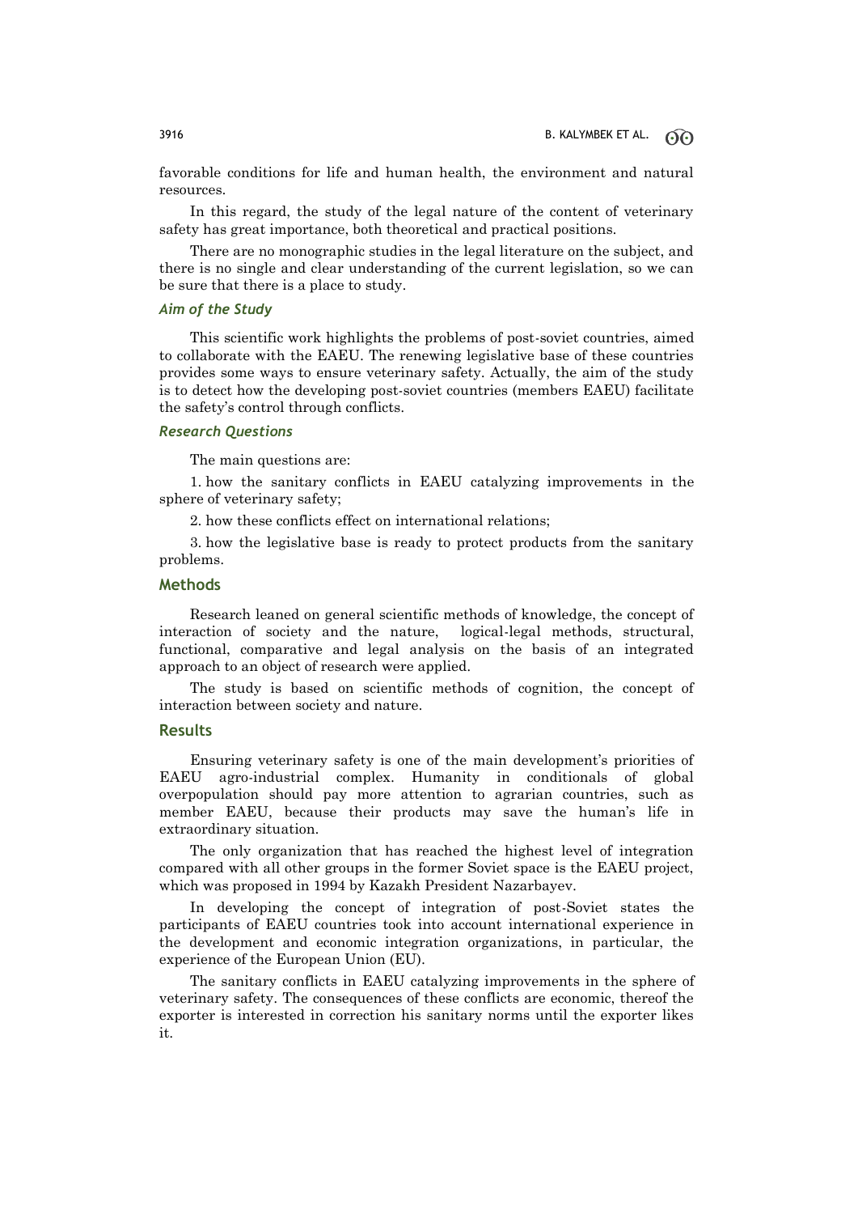favorable conditions for life and human health, the environment and natural resources.

In this regard, the study of the legal nature of the content of veterinary safety has great importance, both theoretical and practical positions.

There are no monographic studies in the legal literature on the subject, and there is no single and clear understanding of the current legislation, so we can be sure that there is a place to study.

### *Aim of the Study*

This scientific work highlights the problems of post-soviet countries, aimed to collaborate with the EAEU. The renewing legislative base of these countries provides some ways to ensure veterinary safety. Actually, the aim of the study is to detect how the developing post-soviet countries (members EAEU) facilitate the safety's control through conflicts.

### *Research Questions*

The main questions are:

1. how the sanitary conflicts in EAEU catalyzing improvements in the sphere of veterinary safety;

2. how these conflicts effect on international relations;

3. how the legislative base is ready to protect products from the sanitary problems.

## Methods

Research leaned on general scientific methods of knowledge, the concept of interaction of society and the nature, logical-legal methods, structural, functional, comparative and legal analysis on the basis of an integrated approach to an object of research were applied.

The study is based on scientific methods of cognition, the concept of interaction between society and nature.

## Results

Ensuring veterinary safety is one of the main development's priorities of EAEU agro-industrial complex. Humanity in conditionals of global overpopulation should pay more attention to agrarian countries, such as member EAEU, because their products may save the human's life in extraordinary situation.

The only organization that has reached the highest level of integration compared with all other groups in the former Soviet space is the EAEU project, which was proposed in 1994 by Kazakh President Nazarbayev.

In developing the concept of integration of post-Soviet states the participants of EAEU countries took into account international experience in the development and economic integration organizations, in particular, the experience of the European Union (EU).

The sanitary conflicts in EAEU catalyzing improvements in the sphere of veterinary safety. The consequences of these conflicts are economic, thereof the exporter is interested in correction his sanitary norms until the exporter likes it.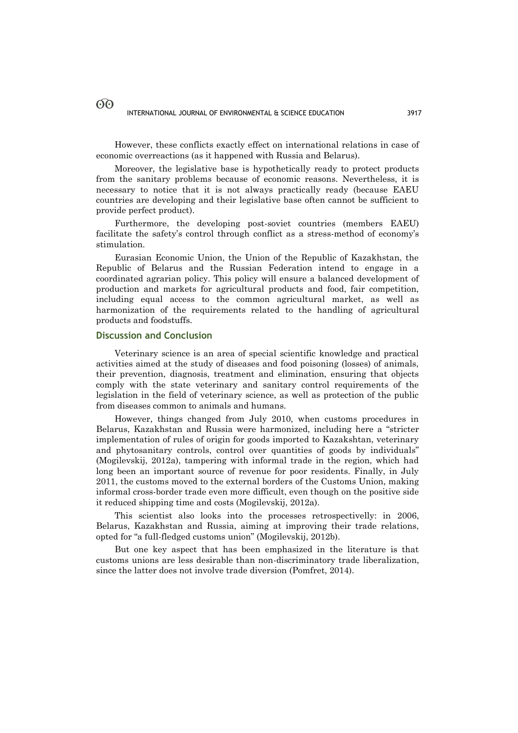However, these conflicts exactly effect on international relations in case of economic overreactions (as it happened with Russia and Belarus).

Moreover, the legislative base is hypothetically ready to protect products from the sanitary problems because of economic reasons. Nevertheless, it is necessary to notice that it is not always practically ready (because EAEU countries are developing and their legislative base often cannot be sufficient to provide perfect product).

Furthermore, the developing post-soviet countries (members EAEU) facilitate the safety's control through conflict as a stress-method of economy's stimulation.

Eurasian Economic Union, the Union of the Republic of Kazakhstan, the Republic of Belarus and the Russian Federation intend to engage in a coordinated agrarian policy. This policy will ensure a balanced development of production and markets for agricultural products and food, fair competition, including equal access to the common agricultural market, as well as harmonization of the requirements related to the handling of agricultural products and foodstuffs.

## Discussion and Conclusion

Veterinary science is an area of special scientific knowledge and practical activities aimed at the study of diseases and food poisoning (losses) of animals, their prevention, diagnosis, treatment and elimination, ensuring that objects comply with the state veterinary and sanitary control requirements of the legislation in the field of veterinary science, as well as protection of the public from diseases common to animals and humans.

However, things changed from July 2010, when customs procedures in Belarus, Kazakhstan and Russia were harmonized, including here a "stricter implementation of rules of origin for goods imported to Kazakshtan, veterinary and phytosanitary controls, control over quantities of goods by individuals" (Mogilevskij, 2012a), tampering with informal trade in the region, which had long been an important source of revenue for poor residents. Finally, in July 2011, the customs moved to the external borders of the Customs Union, making informal cross-border trade even more difficult, even though on the positive side it reduced shipping time and costs (Mogilevskij, 2012a).

This scientist also looks into the processes retrospectivelly: in 2006, Belarus, Kazakhstan and Russia, aiming at improving their trade relations, opted for "a full-fledged customs union" (Mogilevskij, 2012b).

But one key aspect that has been emphasized in the literature is that customs unions are less desirable than non-discriminatory trade liberalization, since the latter does not involve trade diversion (Pomfret, 2014).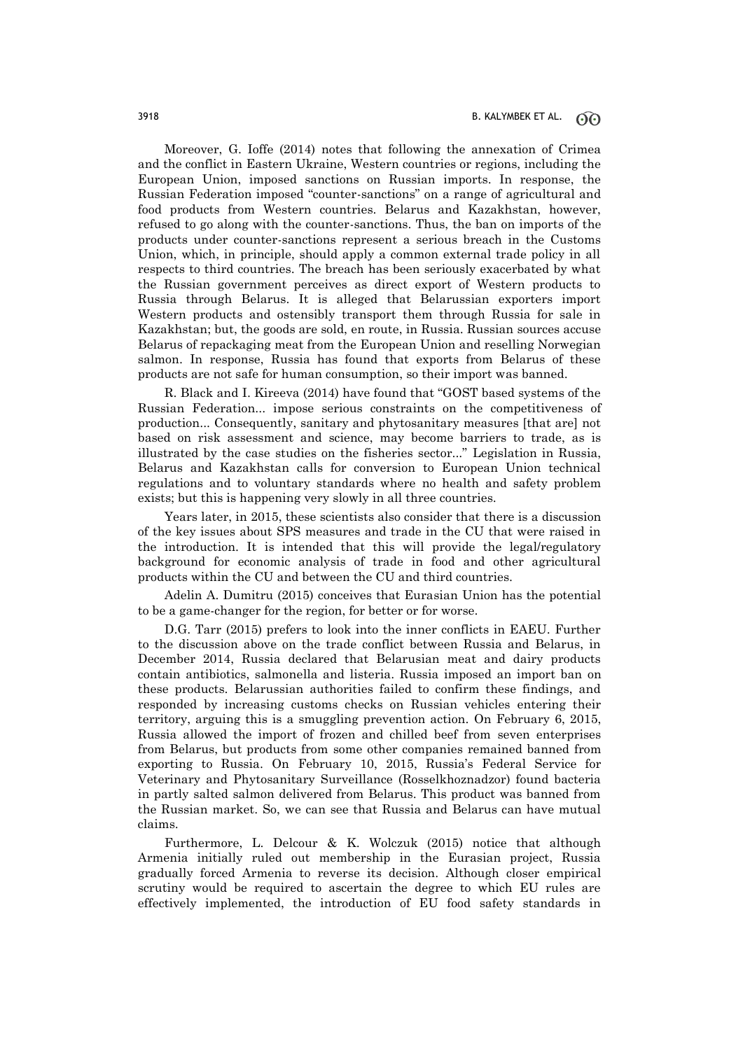Moreover, G. Ioffe (2014) notes that following the annexation of Crimea and the conflict in Eastern Ukraine, Western countries or regions, including the European Union, imposed sanctions on Russian imports. In response, the Russian Federation imposed "counter-sanctions" on a range of agricultural and food products from Western countries. Belarus and Kazakhstan, however, refused to go along with the counter-sanctions. Thus, the ban on imports of the products under counter-sanctions represent a serious breach in the Customs Union, which, in principle, should apply a common external trade policy in all respects to third countries. The breach has been seriously exacerbated by what the Russian government perceives as direct export of Western products to Russia through Belarus. It is alleged that Belarussian exporters import Western products and ostensibly transport them through Russia for sale in Kazakhstan; but, the goods are sold, en route, in Russia. Russian sources accuse Belarus of repackaging meat from the European Union and reselling Norwegian salmon. In response, Russia has found that exports from Belarus of these products are not safe for human consumption, so their import was banned.

R. Black and I. Kireeva (2014) have found that "GOST based systems of the Russian Federation... impose serious constraints on the competitiveness of production... Consequently, sanitary and phytosanitary measures [that are] not based on risk assessment and science, may become barriers to trade, as is illustrated by the case studies on the fisheries sector..." Legislation in Russia, Belarus and Kazakhstan calls for conversion to European Union technical regulations and to voluntary standards where no health and safety problem exists; but this is happening very slowly in all three countries.

Years later, in 2015, these scientists also consider that there is a discussion of the key issues about SPS measures and trade in the CU that were raised in the introduction. It is intended that this will provide the legal/regulatory background for economic analysis of trade in food and other agricultural products within the CU and between the CU and third countries.

Adelin A. Dumitru (2015) conceives that Eurasian Union has the potential to be a game-changer for the region, for better or for worse.

D.G. Tarr (2015) prefers to look into the inner conflicts in EAEU. Further to the discussion above on the trade conflict between Russia and Belarus, in December 2014, Russia declared that Belarusian meat and dairy products contain antibiotics, salmonella and listeria. Russia imposed an import ban on these products. Belarussian authorities failed to confirm these findings, and responded by increasing customs checks on Russian vehicles entering their territory, arguing this is a smuggling prevention action. On February 6, 2015, Russia allowed the import of frozen and chilled beef from seven enterprises from Belarus, but products from some other companies remained banned from exporting to Russia. On February 10, 2015, Russia's Federal Service for Veterinary and Phytosanitary Surveillance (Rosselkhoznadzor) found bacteria in partly salted salmon delivered from Belarus. This product was banned from the Russian market. So, we can see that Russia and Belarus can have mutual claims.

Furthermore, L. Delcour & K. Wolczuk (2015) notice that although Armenia initially ruled out membership in the Eurasian project, Russia gradually forced Armenia to reverse its decision. Although closer empirical scrutiny would be required to ascertain the degree to which EU rules are effectively implemented, the introduction of EU food safety standards in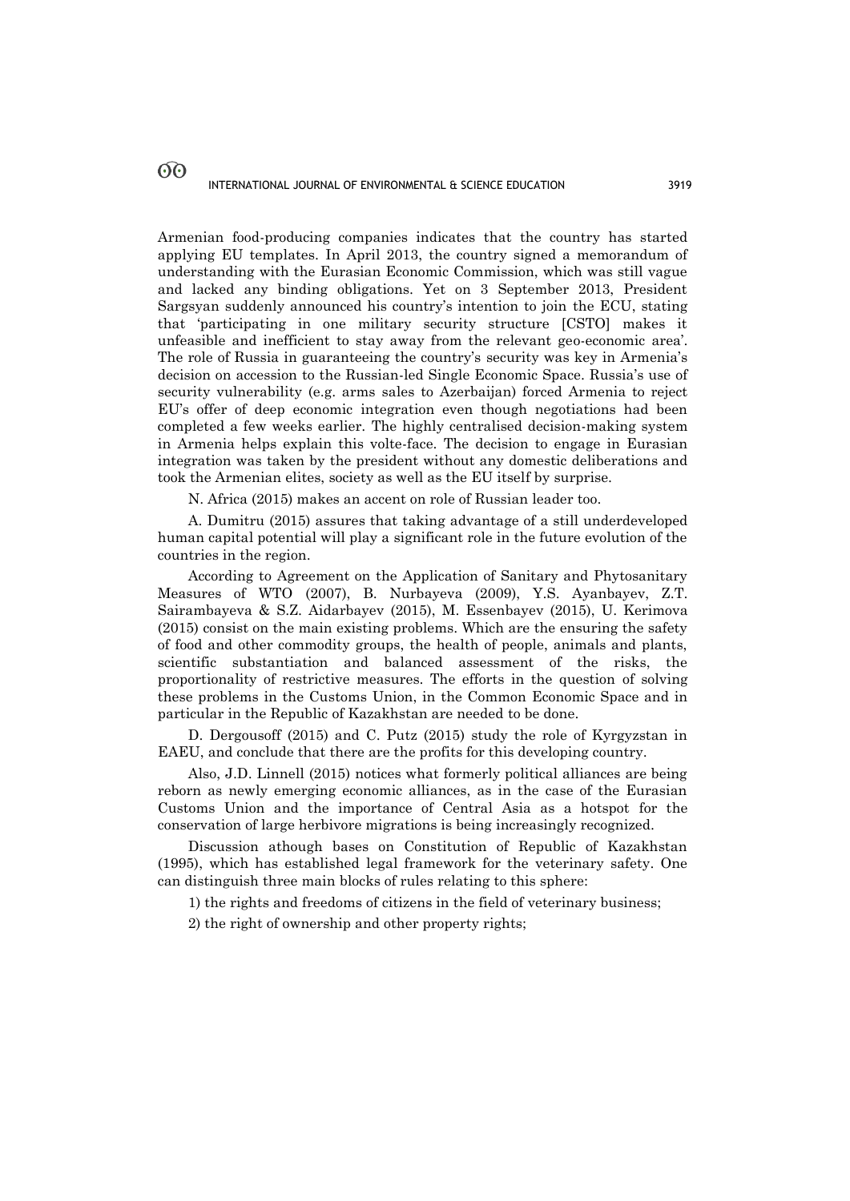Armenian food-producing companies indicates that the country has started applying EU templates. In April 2013, the country signed a memorandum of understanding with the Eurasian Economic Commission, which was still vague and lacked any binding obligations. Yet on 3 September 2013, President Sargsyan suddenly announced his country's intention to join the ECU, stating that 'participating in one military security structure [CSTO] makes it unfeasible and inefficient to stay away from the relevant geo-economic area'. The role of Russia in guaranteeing the country's security was key in Armenia's decision on accession to the Russian-led Single Economic Space. Russia's use of security vulnerability (e.g. arms sales to Azerbaijan) forced Armenia to reject EU's offer of deep economic integration even though negotiations had been completed a few weeks earlier. The highly centralised decision-making system in Armenia helps explain this volte-face. The decision to engage in Eurasian integration was taken by the president without any domestic deliberations and took the Armenian elites, society as well as the EU itself by surprise.

N. Africa (2015) makes an accent on role of Russian leader too.

A. Dumitru (2015) assures that taking advantage of a still underdeveloped human capital potential will play a significant role in the future evolution of the countries in the region.

According to Agreement on the Application of Sanitary and Phytosanitary Measures of WTO (2007), B. Nurbayeva (2009), Y.S. Ayanbayev, Z.T. Sairambayeva & S.Z. Aidarbayev (2015), M. Essenbayev (2015), U. Kerimova (2015) consist on the main existing problems. Which are the ensuring the safety of food and other commodity groups, the health of people, animals and plants, scientific substantiation and balanced assessment of the risks, the proportionality of restrictive measures. The efforts in the question of solving these problems in the Customs Union, in the Common Economic Space and in particular in the Republic of Kazakhstan are needed to be done.

D. Dergousoff (2015) and C. Putz (2015) study the role of Kyrgyzstan in EAEU, and conclude that there are the profits for this developing country.

Also, J.D. Linnell (2015) notices what formerly political alliances are being reborn as newly emerging economic alliances, as in the case of the Eurasian Customs Union and the importance of Central Asia as a hotspot for the conservation of large herbivore migrations is being increasingly recognized.

Discussion athough bases on Constitution of Republic of Kazakhstan (1995), which has established legal framework for the veterinary safety. One can distinguish three main blocks of rules relating to this sphere:

1) the rights and freedoms of citizens in the field of veterinary business;

2) the right of ownership and other property rights;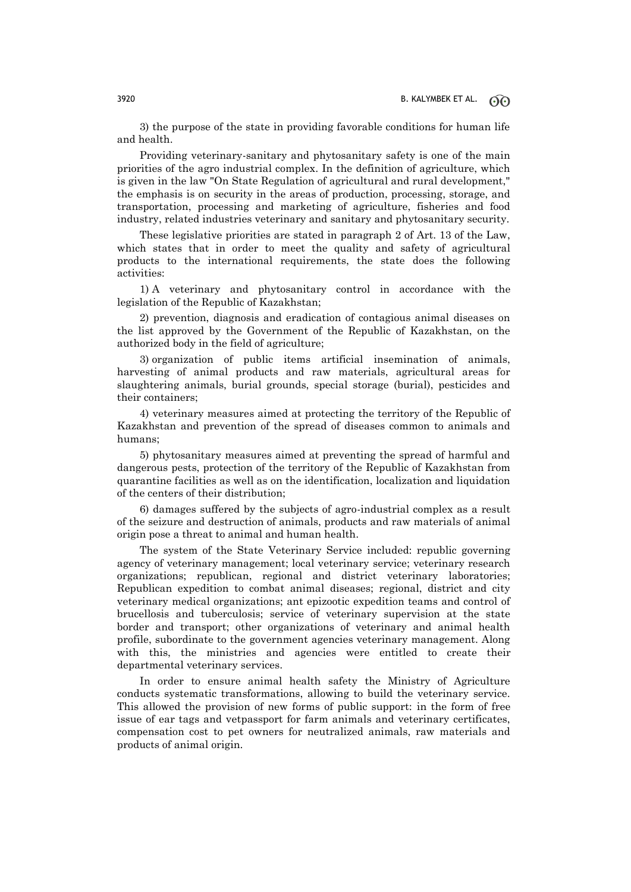3) the purpose of the state in providing favorable conditions for human life and health.

Providing veterinary-sanitary and phytosanitary safety is one of the main priorities of the agro industrial complex. In the definition of agriculture, which is given in the law "On State Regulation of agricultural and rural development," the emphasis is on security in the areas of production, processing, storage, and transportation, processing and marketing of agriculture, fisheries and food industry, related industries veterinary and sanitary and phytosanitary security.

These legislative priorities are stated in paragraph 2 of Art. 13 of the Law, which states that in order to meet the quality and safety of agricultural products to the international requirements, the state does the following activities:

1) A veterinary and phytosanitary control in accordance with the legislation of the Republic of Kazakhstan;

2) prevention, diagnosis and eradication of contagious animal diseases on the list approved by the Government of the Republic of Kazakhstan, on the authorized body in the field of agriculture;

3) organization of public items artificial insemination of animals, harvesting of animal products and raw materials, agricultural areas for slaughtering animals, burial grounds, special storage (burial), pesticides and their containers;

4) veterinary measures aimed at protecting the territory of the Republic of Kazakhstan and prevention of the spread of diseases common to animals and humans;

5) phytosanitary measures aimed at preventing the spread of harmful and dangerous pests, protection of the territory of the Republic of Kazakhstan from quarantine facilities as well as on the identification, localization and liquidation of the centers of their distribution;

6) damages suffered by the subjects of agro-industrial complex as a result of the seizure and destruction of animals, products and raw materials of animal origin pose a threat to animal and human health.

The system of the State Veterinary Service included: republic governing agency of veterinary management; local veterinary service; veterinary research organizations; republican, regional and district veterinary laboratories; Republican expedition to combat animal diseases; regional, district and city veterinary medical organizations; ant epizootic expedition teams and control of brucellosis and tuberculosis; service of veterinary supervision at the state border and transport; other organizations of veterinary and animal health profile, subordinate to the government agencies veterinary management. Along with this, the ministries and agencies were entitled to create their departmental veterinary services.

In order to ensure animal health safety the Ministry of Agriculture conducts systematic transformations, allowing to build the veterinary service. This allowed the provision of new forms of public support: in the form of free issue of ear tags and vetpassport for farm animals and veterinary certificates, compensation cost to pet owners for neutralized animals, raw materials and products of animal origin.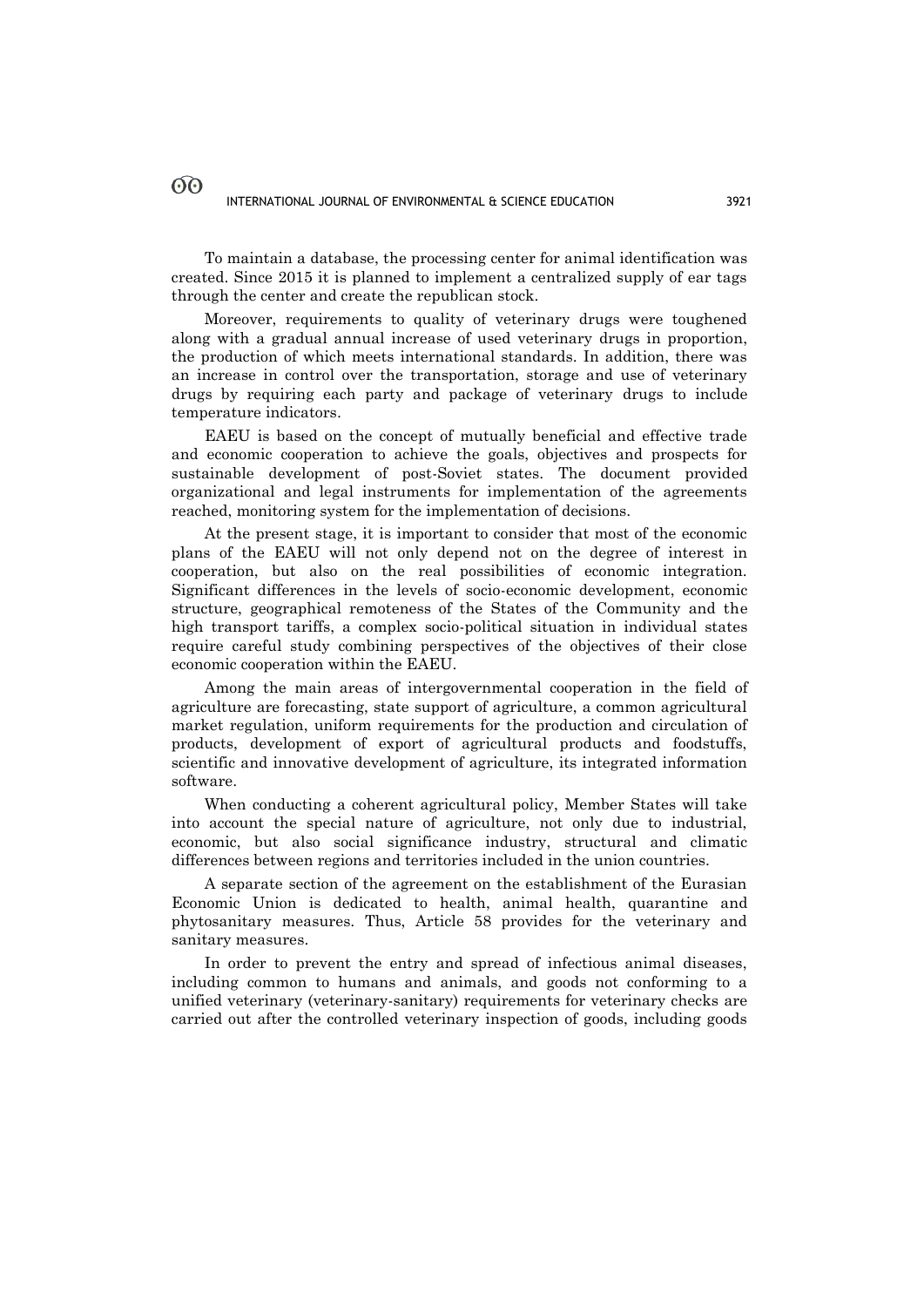To maintain a database, the processing center for animal identification was created. Since 2015 it is planned to implement a centralized supply of ear tags through the center and create the republican stock.

Moreover, requirements to quality of veterinary drugs were toughened along with a gradual annual increase of used veterinary drugs in proportion, the production of which meets international standards. In addition, there was an increase in control over the transportation, storage and use of veterinary drugs by requiring each party and package of veterinary drugs to include temperature indicators.

EAEU is based on the concept of mutually beneficial and effective trade and economic cooperation to achieve the goals, objectives and prospects for sustainable development of post-Soviet states. The document provided organizational and legal instruments for implementation of the agreements reached, monitoring system for the implementation of decisions.

At the present stage, it is important to consider that most of the economic plans of the EAEU will not only depend not on the degree of interest in cooperation, but also on the real possibilities of economic integration. Significant differences in the levels of socio-economic development, economic structure, geographical remoteness of the States of the Community and the high transport tariffs, a complex socio-political situation in individual states require careful study combining perspectives of the objectives of their close economic cooperation within the EAEU.

Among the main areas of intergovernmental cooperation in the field of agriculture are forecasting, state support of agriculture, a common agricultural market regulation, uniform requirements for the production and circulation of products, development of export of agricultural products and foodstuffs, scientific and innovative development of agriculture, its integrated information software.

When conducting a coherent agricultural policy, Member States will take into account the special nature of agriculture, not only due to industrial, economic, but also social significance industry, structural and climatic differences between regions and territories included in the union countries.

A separate section of the agreement on the establishment of the Eurasian Economic Union is dedicated to health, animal health, quarantine and phytosanitary measures. Thus, Article 58 provides for the veterinary and sanitary measures.

In order to prevent the entry and spread of infectious animal diseases, including common to humans and animals, and goods not conforming to a unified veterinary (veterinary-sanitary) requirements for veterinary checks are carried out after the controlled veterinary inspection of goods, including goods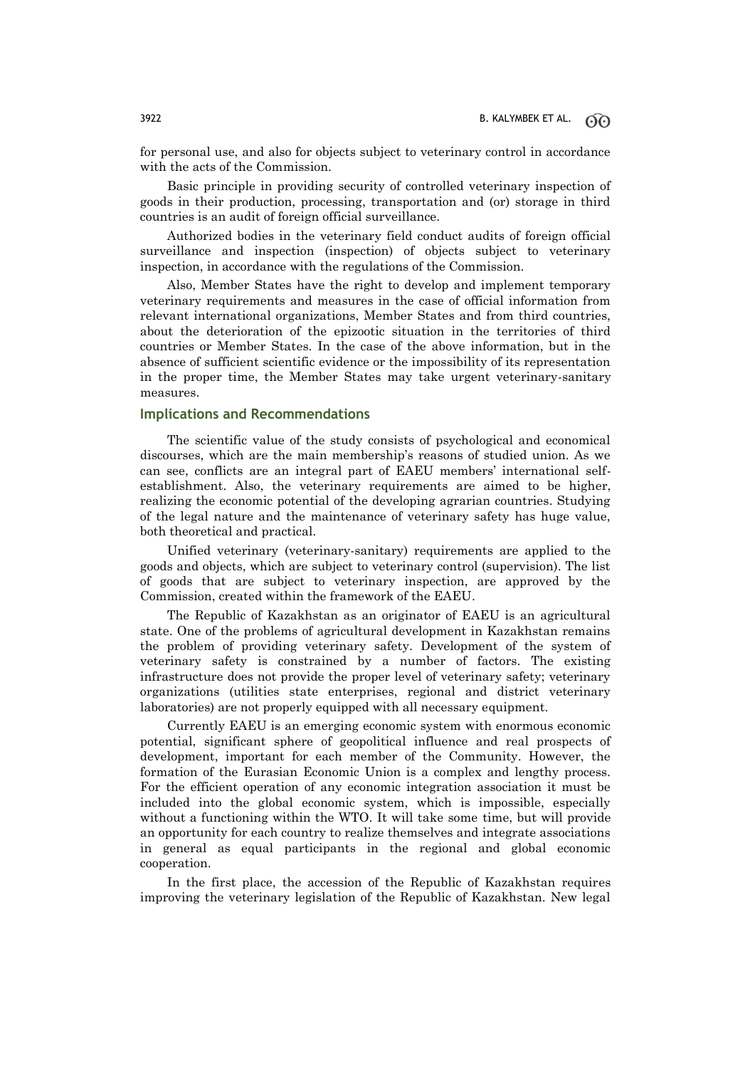for personal use, and also for objects subject to veterinary control in accordance with the acts of the Commission.

Basic principle in providing security of controlled veterinary inspection of goods in their production, processing, transportation and (or) storage in third countries is an audit of foreign official surveillance.

Authorized bodies in the veterinary field conduct audits of foreign official surveillance and inspection (inspection) of objects subject to veterinary inspection, in accordance with the regulations of the Commission.

Also, Member States have the right to develop and implement temporary veterinary requirements and measures in the case of official information from relevant international organizations, Member States and from third countries, about the deterioration of the epizootic situation in the territories of third countries or Member States. In the case of the above information, but in the absence of sufficient scientific evidence or the impossibility of its representation in the proper time, the Member States may take urgent veterinary-sanitary measures.

## Implications and Recommendations

The scientific value of the study consists of psychological and economical discourses, which are the main membership's reasons of studied union. As we can see, conflicts are an integral part of EAEU members' international self-establishment. Also, the veterinary requirements are aimed to be higher, realizing the economic potential of the developing agrarian countries. Studying of the legal nature and the maintenance of veterinary safety has huge value, both theoretical and practical.

Unified veterinary (veterinary-sanitary) requirements are applied to the goods and objects, which are subject to veterinary control (supervision). The list of goods that are subject to veterinary inspection, are approved by the Commission, created within the framework of the EAEU.

The Republic of Kazakhstan as an originator of EAEU is an agricultural state. One of the problems of agricultural development in Kazakhstan remains the problem of providing veterinary safety. Development of the system of veterinary safety is constrained by a number of factors. The existing infrastructure does not provide the proper level of veterinary safety; veterinary organizations (utilities state enterprises, regional and district veterinary laboratories) are not properly equipped with all necessary equipment.

Currently EAEU is an emerging economic system with enormous economic potential, significant sphere of geopolitical influence and real prospects of development, important for each member of the Community. However, the formation of the Eurasian Economic Union is a complex and lengthy process. For the efficient operation of any economic integration association it must be included into the global economic system, which is impossible, especially without a functioning within the WTO. It will take some time, but will provide an opportunity for each country to realize themselves and integrate associations in general as equal participants in the regional and global economic cooperation.

In the first place, the accession of the Republic of Kazakhstan requires improving the veterinary legislation of the Republic of Kazakhstan. New legal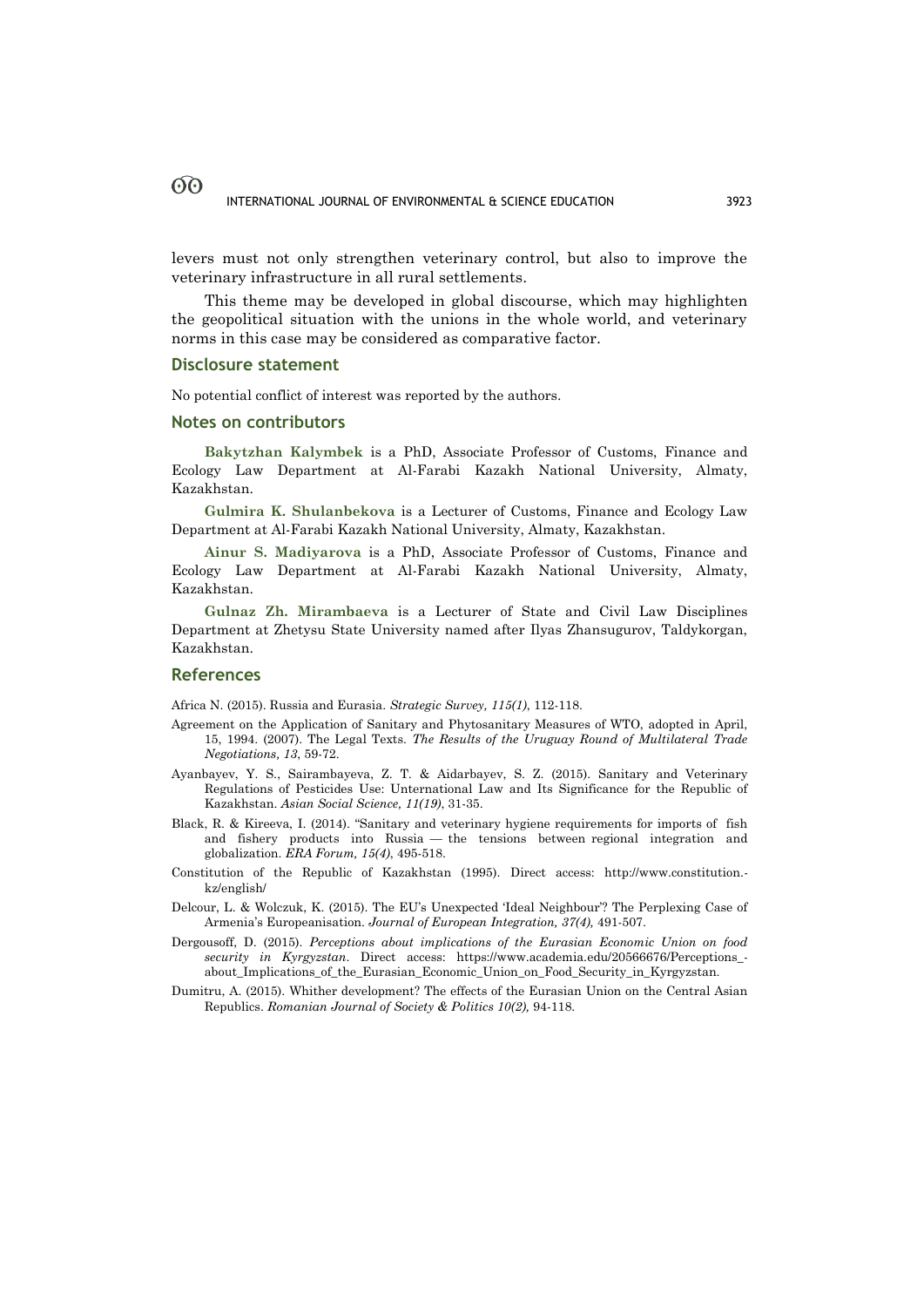levers must not only strengthen veterinary control, but also to improve the veterinary infrastructure in all rural settlements.

This theme may be developed in global discourse, which may highlighten the geopolitical situation with the unions in the whole world, and veterinary norms in this case may be considered as comparative factor.

## Disclosure statement

No potential conflict of interest was reported by the authors.

## Notes on contributors

**Bakytzhan Kalymbek** is a PhD, Associate Professor of Customs, Finance and Ecology Law Department at Al-Farabi Kazakh National University, Almaty, Kazakhstan.

**Gulmira K. Shulanbekova** is a Lecturer of Customs, Finance and Ecology Law Department at Al-Farabi Kazakh National University, Almaty, Kazakhstan.

**Ainur S. Madiyarova** is a PhD, Associate Professor of Customs, Finance and Ecology Law Department at Al-Farabi Kazakh National University, Almaty, Kazakhstan.

**Gulnaz Zh. Mirambaeva** is a Lecturer of State and Civil Law Disciplines Department at Zhetysu State University named after Ilyas Zhansugurov, Taldykorgan, Kazakhstan.

## References

Africa N. (2015). Russia and Eurasia. *Strategic Survey, 115(1)*, 112-118.

Agreement on the Application of Sanitary and Phytosanitary Measures of WTO, adopted in April, 15, 1994. (2007). The Legal Texts. *The Results of the Uruguay Round of Multilateral Trade Negotiations, 13*, 59-72.

Ayanbayev, Y. S., Sairambayeva, Z. T. & Aidarbayev, S. Z. (2015). Sanitary and Veterinary Regulations of Pesticides Use: Unternational Law and Its Significance for the Republic of Kazakhstan. *Asian Social Science, 11(19)*, 31-35.

Black, R. & Kireeva, I. (2014). "Sanitary and veterinary hygiene requirements for imports of fish and fishery products into Russia — the tensions between regional integration and globalization. *ERA Forum, 15(4)*, 495-518.

Constitution of the Republic of Kazakhstan (1995). Direct access: http://www.constitution.kz/english/

Delcour, L. & Wolczuk, K. (2015). The EU's Unexpected 'Ideal Neighbour'? The Perplexing Case of Armenia's Europeanisation. *Journal of European Integration, 37(4),* 491-507.

Dergousoff, D. (2015). *Perceptions about implications of the Eurasian Economic Union on food security in Kyrgyzstan*. Direct access: https://www.academia.edu/20566676/Perceptions_about_Implications_of_the_Eurasian_Economic_Union_on_Food_Security_in_Kyrgyzstan.

Dumitru, A. (2015). Whither development? The effects of the Eurasian Union on the Central Asian Republics. *Romanian Journal of Society & Politics 10(2),* 94-118.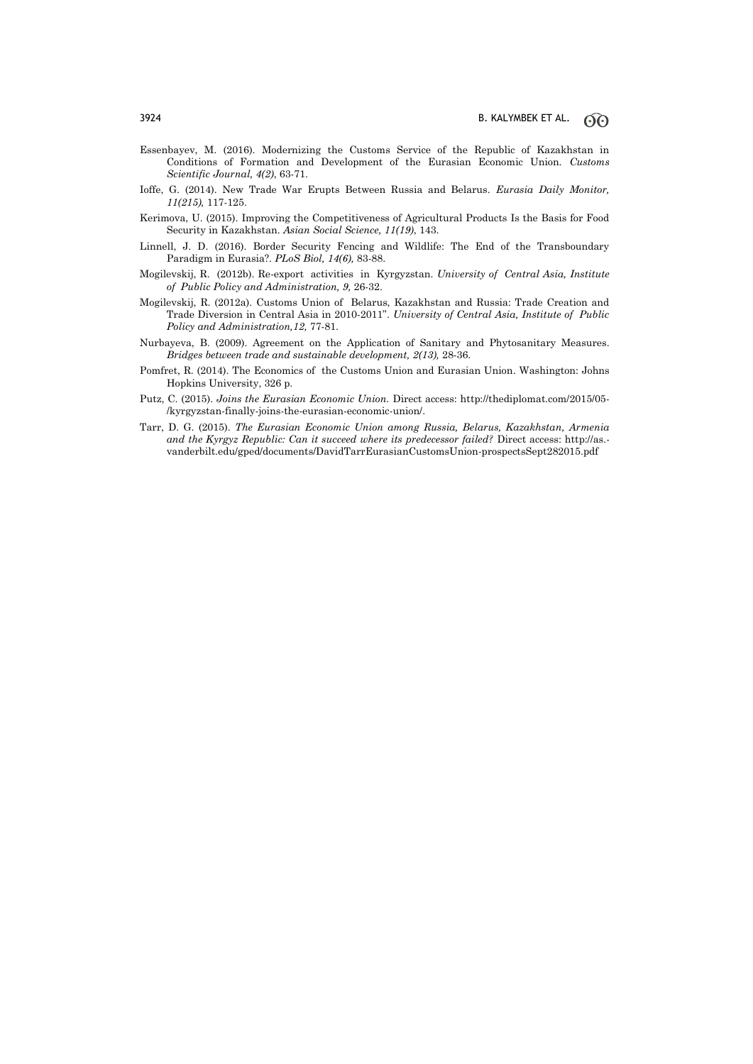Essenbayev, M. (2016). Modernizing the Customs Service of the Republic of Kazakhstan in Conditions of Formation and Development of the Eurasian Economic Union. *Customs Scientific Journal, 4(2)*, 63-71.

Ioffe, G. (2014). New Trade War Erupts Between Russia and Belarus. *Eurasia Daily Monitor, 11(215),* 117-125.

Kerimova, U. (2015). Improving the Competitiveness of Agricultural Products Is the Basis for Food Security in Kazakhstan. *Asian Social Science, 11(19)*, 143.

Linnell, J. D. (2016). Border Security Fencing and Wildlife: The End of the Transboundary Paradigm in Eurasia?. *PLoS Biol, 14(6),* 83-88.

Mogilevskij, R. (2012b). Re-export activities in Kyrgyzstan. *University of Central Asia, Institute of Public Policy and Administration, 9,* 26-32.

Mogilevskij, R. (2012a). Customs Union of Belarus, Kazakhstan and Russia: Trade Creation and Trade Diversion in Central Asia in 2010-2011". *University of Central Asia, Institute of Public Policy and Administration,12,* 77-81.

Nurbayeva, B. (2009). Agreement on the Application of Sanitary and Phytosanitary Measures. *Bridges between trade and sustainable development, 2(13),* 28-36.

Pomfret, R. (2014). The Economics of the Customs Union and Eurasian Union. Washington: Johns Hopkins University, 326 p.

Putz, C. (2015). *Joins the Eurasian Economic Union.* Direct access: http://thediplomat.com/2015/05-/kyrgyzstan-finally-joins-the-eurasian-economic-union/.

Tarr, D. G. (2015). *The Eurasian Economic Union among Russia, Belarus, Kazakhstan, Armenia and the Kyrgyz Republic: Can it succeed where its predecessor failed?* Direct access: http://as.-vanderbilt.edu/gped/documents/DavidTarrEurasianCustomsUnion-prospectsSept282015.pdf